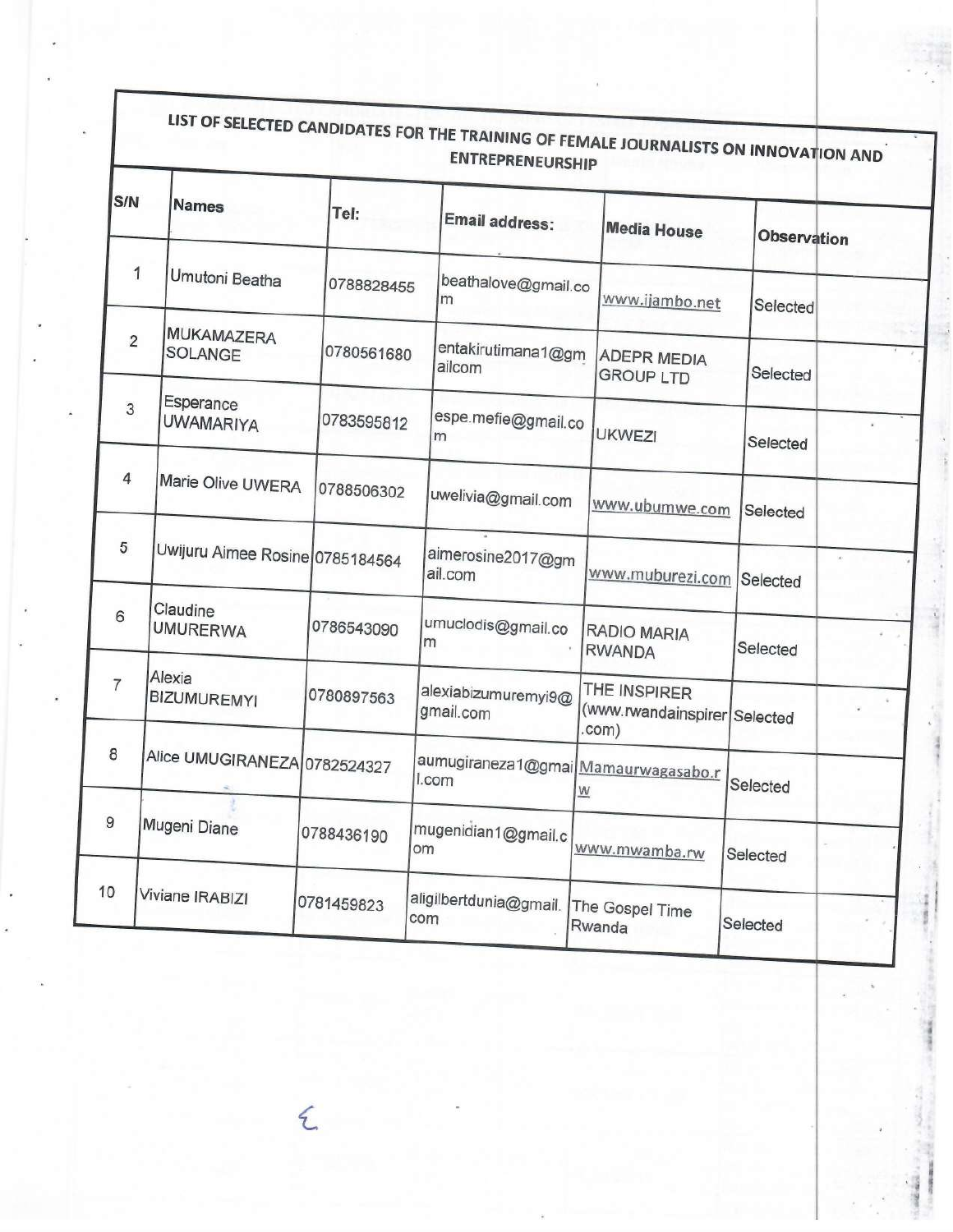# LIST OF SELECTED CANDIDATES FOR THE TRAINING OF FEMALE JOURNALISTS ON INNOVATION AND ENTREPRENEURSHIP

| S/N | Names | Tel: | Email address: | Media House | Observation |
|---|---|---|---|---|---|
| 1 | Umutoni Beatha | 0788828455 | beathalove@gmail.com | www.ijambo.net | Selected |
| 2 | MUKAMAZERA SOLANGE | 0780561680 | entakirutimana1@gmailcom | ADEPR MEDIA GROUP LTD | Selected |
| 3 | Esperance UWAMARIYA | 0783595812 | espe.mefie@gmail.com | UKWEZI | Selected |
| 4 | Marie Olive UWERA | 0788506302 | uwelivia@gmail.com | www.ubumwe.com | Selected |
| 5 | Uwijuru Aimee Rosine | 0785184564 | aimerosine2017@gmail.com | www.muburezi.com | Selected |
| 6 | Claudine UMURERWA | 0786543090 | umuclodis@gmail.com | RADIO MARIA RWANDA | Selected |
| 7 | Alexia BIZUMUREMYI | 0780897563 | alexiabizumuremyi9@gmail.com | THE INSPIRER (www.rwandainspirer.com) | Selected |
| 8 | Alice UMUGIRANEZA | 0782524327 | aumugiraneza1@gmail.com | Mamaurwagasabo.rw | Selected |
| 9 | Mugeni Diane | 0788436190 | mugenidian1@gmail.com | www.mwamba.rw | Selected |
| 10 | Viviane IRABIZI | 0781459823 | aligilbertdunia@gmail.com | The Gospel Time Rwanda | Selected |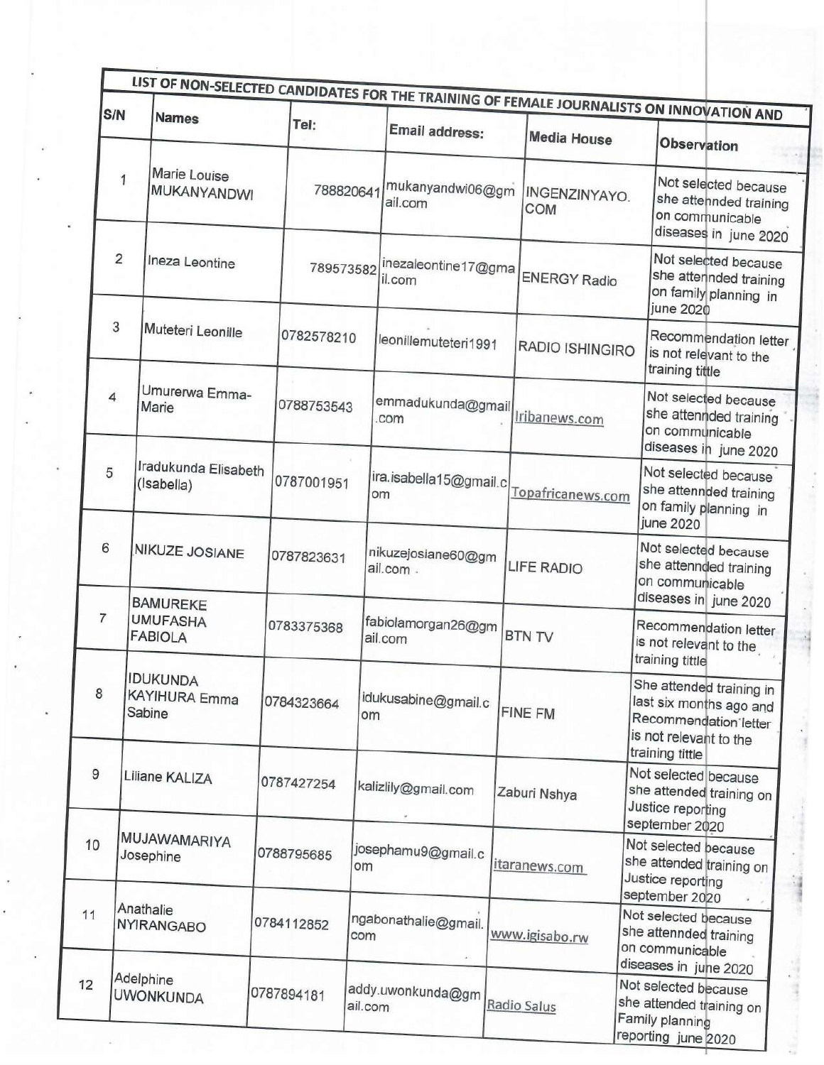| LIST OF NON-SELECTED CANDIDATES FOR THE TRAINING OF FEMALE JOURNALISTS ON INNOVATION AND | | | | | |
|---|---|---|---|---|---|
| **S/N** | **Names** | **Tel:** | **Email address:** | **Media House** | **Observation** |
| 1 | Marie Louise MUKANYANDWI | 788820641 | mukanyandwi06@gmail.com | INGENZINYAYO.COM | Not selected because she attennded training on communicable diseases in june 2020 |
| 2 | Ineza Leontine | 789573582 | inezaleontine17@gmail.com | ENERGY Radio | Not selected because she attennded training on family planning in june 2020 |
| 3 | Muteteri Leonille | 0782578210 | leonillemuteteri1991 | RADIO ISHINGIRO | Recommendation letter is not relevant to the training tittle |
| 4 | Umurerwa Emma-Marie | 0788753543 | emmadukunda@gmail.com | Iribanews.com | Not selected because she attennded training on communicable diseases in june 2020 |
| 5 | Iradukunda Elisabeth (Isabella) | 0787001951 | ira.isabella15@gmail.com | Topafricanews.com | Not selected because she attennded training on family planning in june 2020 |
| 6 | NIKUZE JOSIANE | 0787823631 | nikuzejosiane60@gmail.com | LIFE RADIO | Not selected because she attennded training on communicable diseases in june 2020 |
| 7 | BAMUREKE UMUFASHA FABIOLA | 0783375368 | fabiolamorgan26@gmail.com | BTN TV | Recommendation letter is not relevant to the training tittle |
| 8 | IDUKUNDA KAYIHURA Emma Sabine | 0784323664 | idukusabine@gmail.com | FINE FM | She attended training in last six months ago and Recommendation letter is not relevant to the training tittle |
| 9 | Liliane KALIZA | 0787427254 | kalizlily@gmail.com | Zaburi Nshya | Not selected because she attended training on Justice reporting september 2020 |
| 10 | MUJAWAMARIYA Josephine | 0788795685 | josephamu9@gmail.com | itaranews.com | Not selected because she attended training on Justice reporting september 2020 |
| 11 | Anathalie NYIRANGABO | 0784112852 | ngabonathalie@gmail.com | www.igisabo.rw | Not selected because she attennded training on communicable diseases in june 2020 |
| 12 | Adelphine UWONKUNDA | 0787894181 | addy.uwonkunda@gmail.com | Radio Salus | Not selected because she attended training on Family planning reporting june 2020 |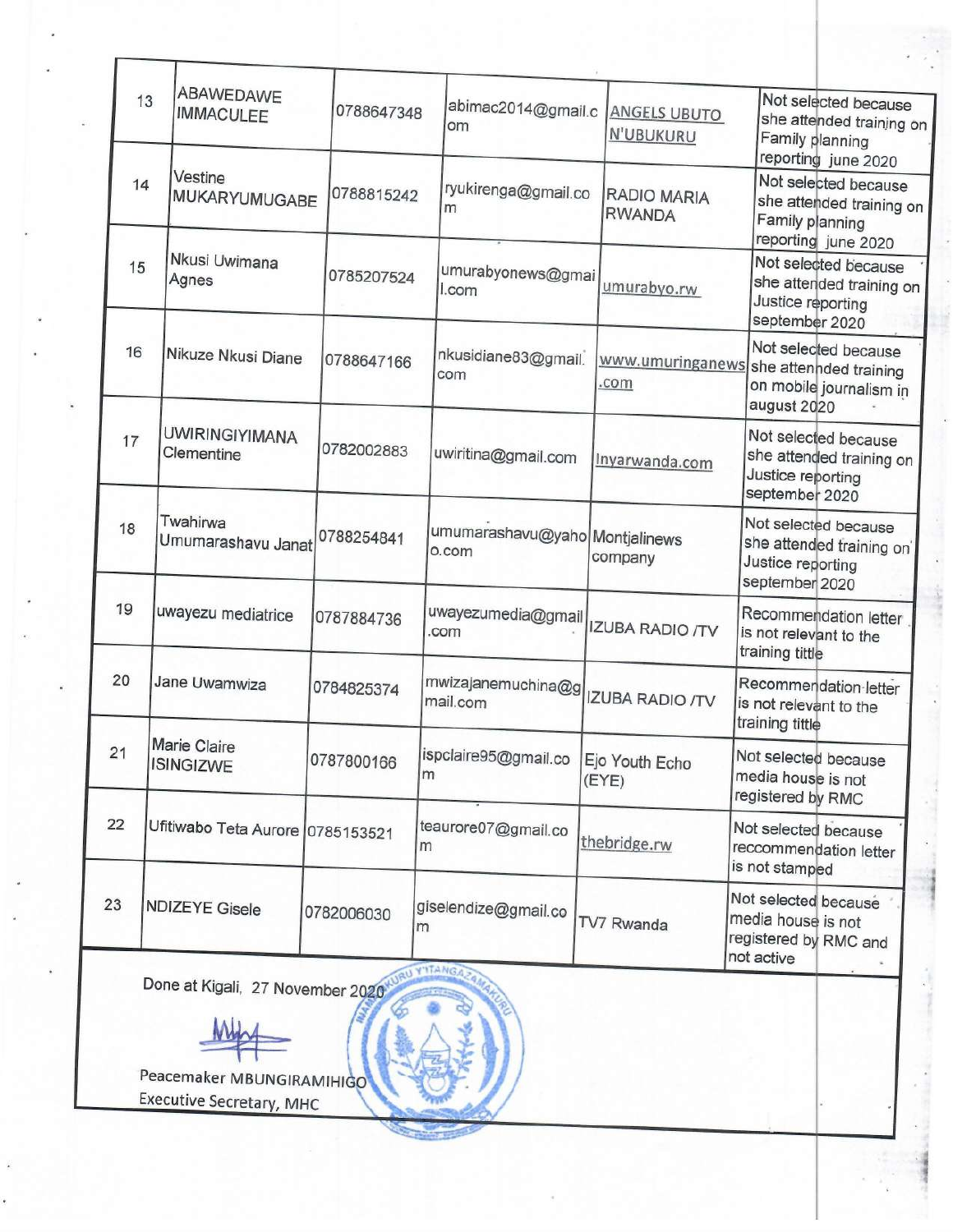| | | | | | |
|---|---|---|---|---|---|
| 13 | ABAWEDAWE IMMACULEE | 0788647348 | abimac2014@gmail.com | ANGELS UBUTO N'UBUKURU | Not selected because she attended training on Family planning reporting june 2020 |
| 14 | Vestine MUKARYUMUGABE | 0788815242 | ryukirenga@gmail.com | RADIO MARIA RWANDA | Not selected because she attended training on Family planning reporting june 2020 |
| 15 | Nkusi Uwimana Agnes | 0785207524 | umurabyonews@gmail.com | umurabyo.rw | Not selected because she attended training on Justice reporting september 2020 |
| 16 | Nikuze Nkusi Diane | 0788647166 | nkusidiane83@gmail.com | www.umuringanews.com | Not selected because she attennded training on mobile journalism in august 2020 |
| 17 | UWIRINGIYIMANA Clementine | 0782002883 | uwiritina@gmail.com | Inyarwanda.com | Not selected because she attended training on Justice reporting september 2020 |
| 18 | Twahirwa Umumarashavu Janat | 0788254841 | umumarashavu@yahoo.com | Montjalinews company | Not selected because she attended training on Justice reporting september 2020 |
| 19 | uwayezu mediatrice | 0787884736 | uwayezumedia@gmail.com | IZUBA RADIO /TV | Recommendation letter is not relevant to the training tittle |
| 20 | Jane Uwamwiza | 0784825374 | mwizajanemuchina@gmail.com | IZUBA RADIO /TV | Recommendation letter is not relevant to the training tittle |
| 21 | Marie Claire ISINGIZWE | 0787800166 | ispclaire95@gmail.com | Ejo Youth Echo (EYE) | Not selected because media house is not registered by RMC |
| 22 | Ufitiwabo Teta Aurore | 0785153521 | teaurore07@gmail.com | thebridge.rw | Not selected because reccommendation letter is not stamped |
| 23 | NDIZEYE Gisele | 0782006030 | giselendize@gmail.com | TV7 Rwanda | Not selected because media house is not registered by RMC and not active |

Done at Kigali, 27 November 2020

Peacemaker MBUNGIRAMIHIGO
Executive Secretary, MHC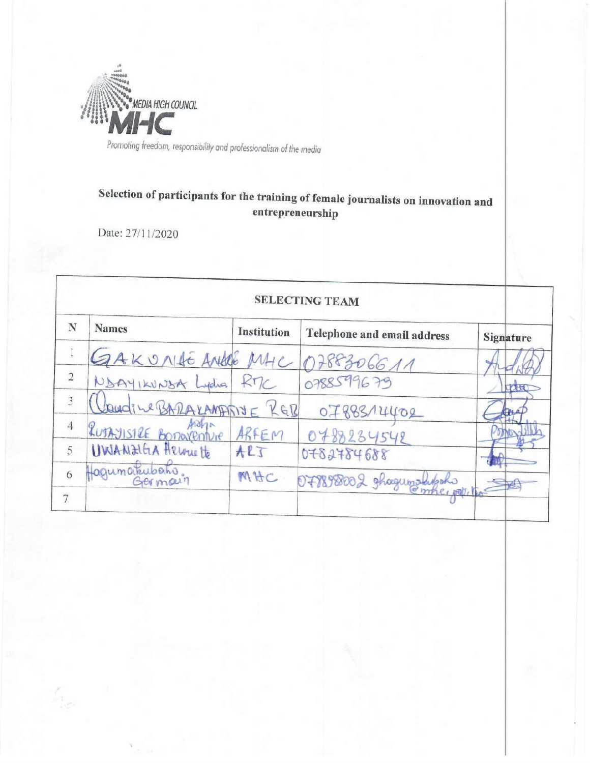MEDIA HIGH COUNCIL

MHC

*Promoting freedom, responsibility and professionalism of the media*

## Selection of participants for the training of female journalists on innovation and entrepreneurship

Date: 27/11/2020

| SELECTING TEAM | | | | |
|---|---|---|---|---|
| **N** | **Names** | **Institution** | **Telephone and email address** | **Signature** |
| 1 | GAKUNDE ANDRE | MHC | 0788306611 | |
| 2 | NDAYIKUNDA Lydia | RMC | 0788599679 | |
| 3 | Claudine BARAKAMFITIYE | RGB | 0788314402 | |
| 4 | RUTAYISIRE Bonaventure Anaha | ARFEM | 0788234542 | |
| 5 | UWANZIGA Henriette | ARJ | 0782784688 | |
| 6 | Hagumakubaho Germain | MHC | 0788898002 ghagumakubaho@mhc.gov.rw | |
| 7 | | | | |